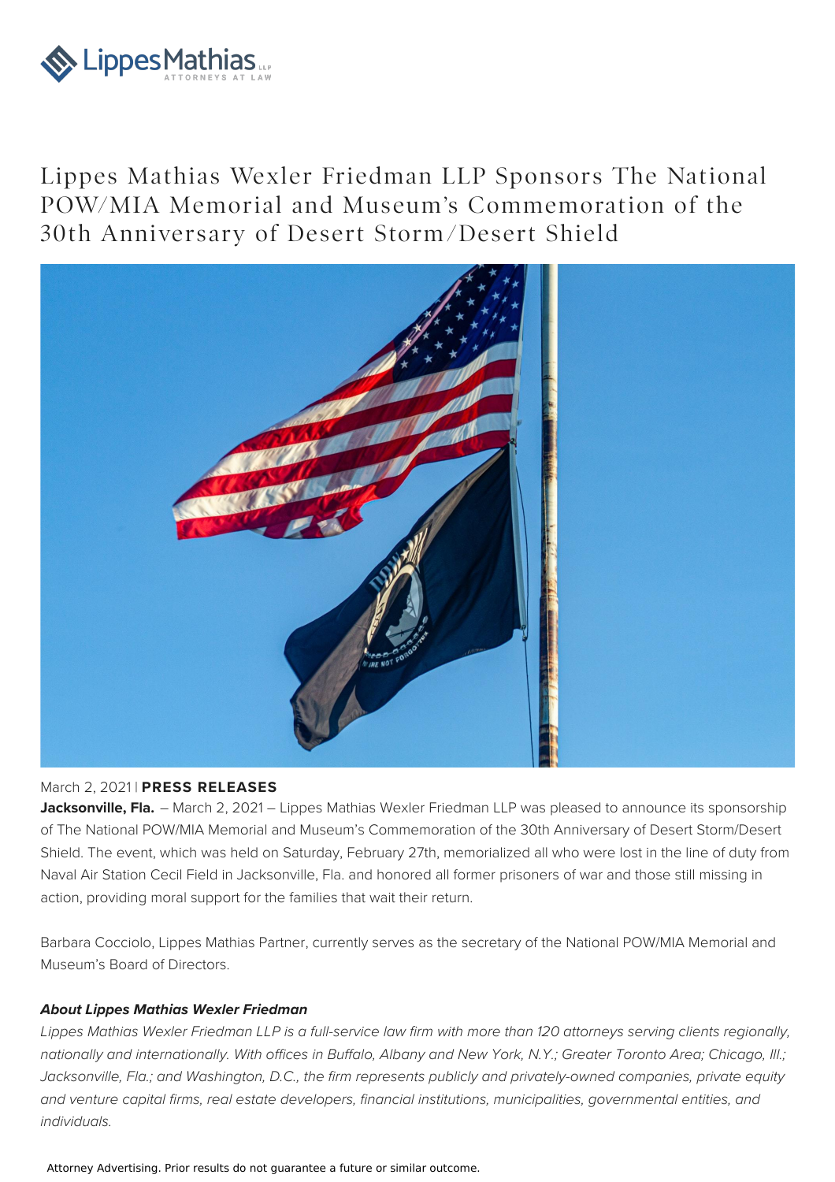Lippes Mathias LLP
ATTORNEYS AT LAW

# Lippes Mathias Wexler Friedman LLP Sponsors The National POW/MIA Memorial and Museum's Commemoration of the 30th Anniversary of Desert Storm/Desert Shield

March 2, 2021 | **PRESS RELEASES**

**Jacksonville, Fla.** – March 2, 2021 – Lippes Mathias Wexler Friedman LLP was pleased to announce its sponsorship of The National POW/MIA Memorial and Museum's Commemoration of the 30th Anniversary of Desert Storm/Desert Shield. The event, which was held on Saturday, February 27th, memorialized all who were lost in the line of duty from Naval Air Station Cecil Field in Jacksonville, Fla. and honored all former prisoners of war and those still missing in action, providing moral support for the families that wait their return.

Barbara Cocciolo, Lippes Mathias Partner, currently serves as the secretary of the National POW/MIA Memorial and Museum's Board of Directors.

***About Lippes Mathias Wexler Friedman***

*Lippes Mathias Wexler Friedman LLP is a full-service law firm with more than 120 attorneys serving clients regionally, nationally and internationally. With offices in Buffalo, Albany and New York, N.Y.; Greater Toronto Area; Chicago, Ill.; Jacksonville, Fla.; and Washington, D.C., the firm represents publicly and privately-owned companies, private equity and venture capital firms, real estate developers, financial institutions, municipalities, governmental entities, and individuals.*

Attorney Advertising. Prior results do not guarantee a future or similar outcome.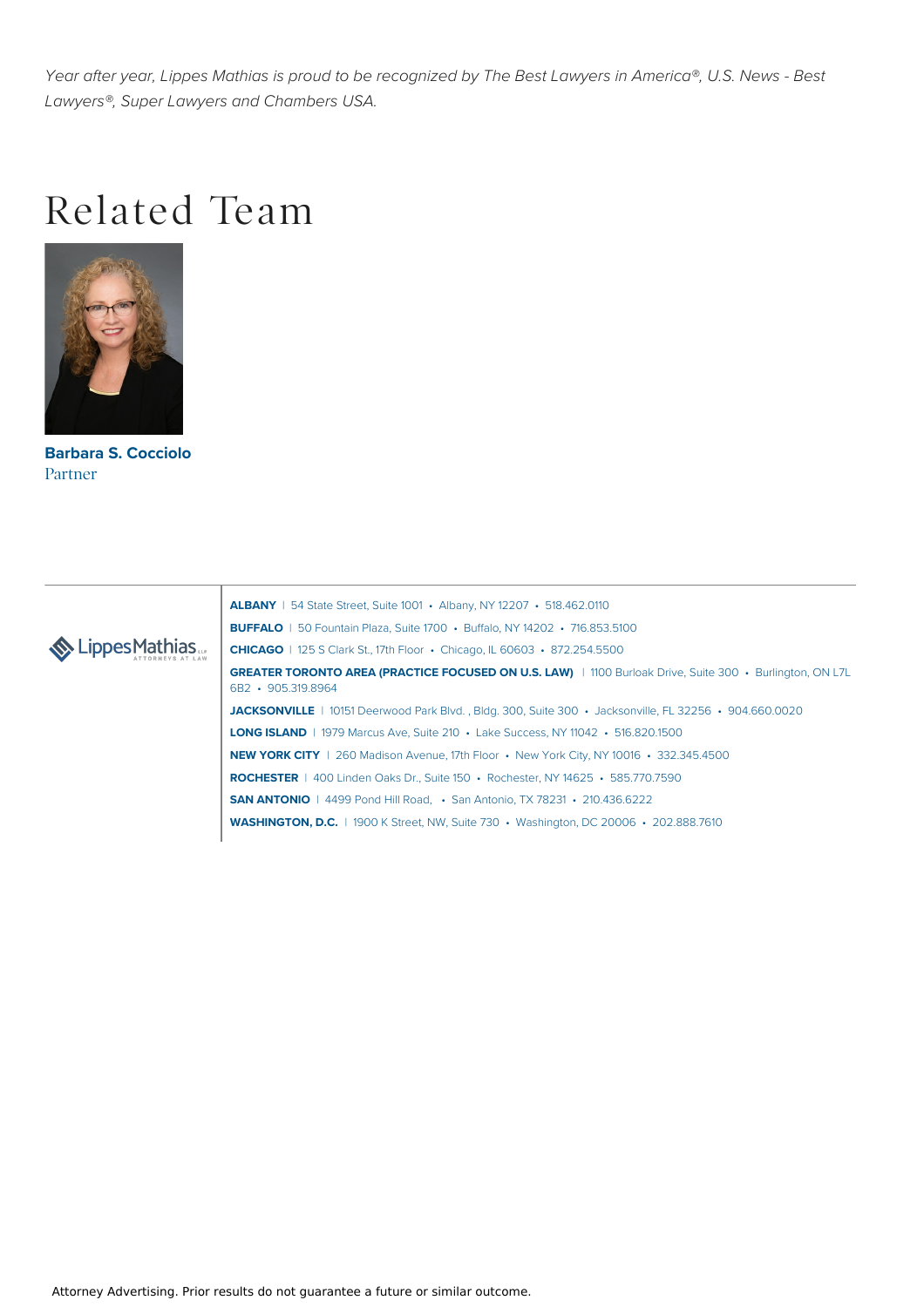*Year after year, Lippes Mathias is proud to be recognized by The Best Lawyers in America®, U.S. News - Best Lawyers®, Super Lawyers and Chambers USA.*

# Related Team

**Barbara S. Cocciolo**
Partner

**ALBANY** | 54 State Street, Suite 1001 • Albany, NY 12207 • 518.462.0110

**BUFFALO** | 50 Fountain Plaza, Suite 1700 • Buffalo, NY 14202 • 716.853.5100

**CHICAGO** | 125 S Clark St., 17th Floor • Chicago, IL 60603 • 872.254.5500

**GREATER TORONTO AREA (PRACTICE FOCUSED ON U.S. LAW)** | 1100 Burloak Drive, Suite 300 • Burlington, ON L7L 6B2 • 905.319.8964

**JACKSONVILLE** | 10151 Deerwood Park Blvd. , Bldg. 300, Suite 300 • Jacksonville, FL 32256 • 904.660.0020

**LONG ISLAND** | 1979 Marcus Ave, Suite 210 • Lake Success, NY 11042 • 516.820.1500

**NEW YORK CITY** | 260 Madison Avenue, 17th Floor • New York City, NY 10016 • 332.345.4500

**ROCHESTER** | 400 Linden Oaks Dr., Suite 150 • Rochester, NY 14625 • 585.770.7590

**SAN ANTONIO** | 4499 Pond Hill Road, • San Antonio, TX 78231 • 210.436.6222

**WASHINGTON, D.C.** | 1900 K Street, NW, Suite 730 • Washington, DC 20006 • 202.888.7610

Attorney Advertising. Prior results do not guarantee a future or similar outcome.